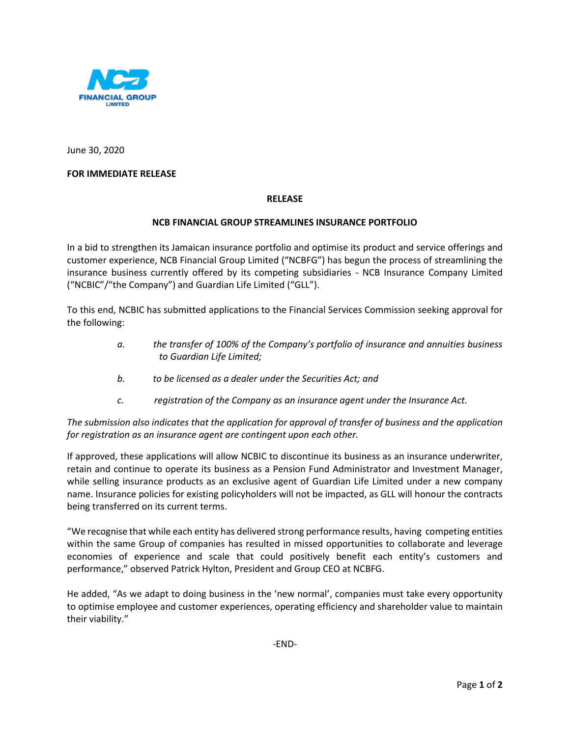June 30, 2020

**FOR IMMEDIATE RELEASE**

**RELEASE**

# NCB FINANCIAL GROUP STREAMLINES INSURANCE PORTFOLIO

In a bid to strengthen its Jamaican insurance portfolio and optimise its product and service offerings and customer experience, NCB Financial Group Limited ("NCBFG") has begun the process of streamlining the insurance business currently offered by its competing subsidiaries - NCB Insurance Company Limited ("NCBIC"/"the Company") and Guardian Life Limited ("GLL").

To this end, NCBIC has submitted applications to the Financial Services Commission seeking approval for the following:

a. *the transfer of 100% of the Company's portfolio of insurance and annuities business to Guardian Life Limited;*

b. *to be licensed as a dealer under the Securities Act; and*

c. *registration of the Company as an insurance agent under the Insurance Act.*

*The submission also indicates that the application for approval of transfer of business and the application for registration as an insurance agent are contingent upon each other.*

If approved, these applications will allow NCBIC to discontinue its business as an insurance underwriter, retain and continue to operate its business as a Pension Fund Administrator and Investment Manager, while selling insurance products as an exclusive agent of Guardian Life Limited under a new company name. Insurance policies for existing policyholders will not be impacted, as GLL will honour the contracts being transferred on its current terms.

"We recognise that while each entity has delivered strong performance results, having competing entities within the same Group of companies has resulted in missed opportunities to collaborate and leverage economies of experience and scale that could positively benefit each entity's customers and performance," observed Patrick Hylton, President and Group CEO at NCBFG.

He added, "As we adapt to doing business in the 'new normal', companies must take every opportunity to optimise employee and customer experiences, operating efficiency and shareholder value to maintain their viability."

-END-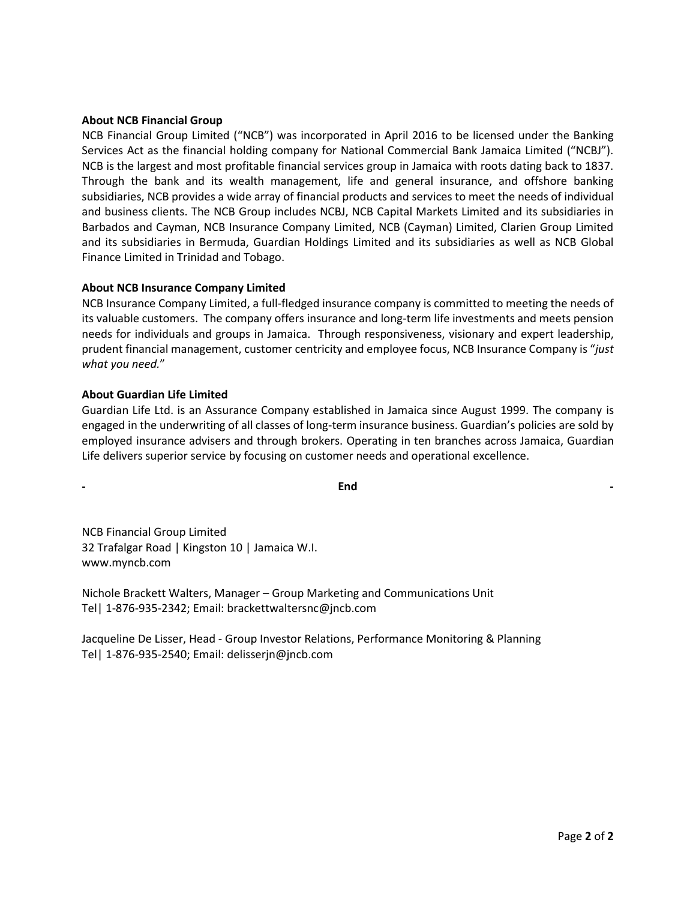**About NCB Financial Group**

NCB Financial Group Limited ("NCB") was incorporated in April 2016 to be licensed under the Banking Services Act as the financial holding company for National Commercial Bank Jamaica Limited ("NCBJ"). NCB is the largest and most profitable financial services group in Jamaica with roots dating back to 1837. Through the bank and its wealth management, life and general insurance, and offshore banking subsidiaries, NCB provides a wide array of financial products and services to meet the needs of individual and business clients. The NCB Group includes NCBJ, NCB Capital Markets Limited and its subsidiaries in Barbados and Cayman, NCB Insurance Company Limited, NCB (Cayman) Limited, Clarien Group Limited and its subsidiaries in Bermuda, Guardian Holdings Limited and its subsidiaries as well as NCB Global Finance Limited in Trinidad and Tobago.

**About NCB Insurance Company Limited**

NCB Insurance Company Limited, a full-fledged insurance company is committed to meeting the needs of its valuable customers. The company offers insurance and long-term life investments and meets pension needs for individuals and groups in Jamaica. Through responsiveness, visionary and expert leadership, prudent financial management, customer centricity and employee focus, NCB Insurance Company is "*just what you need.*"

**About Guardian Life Limited**

Guardian Life Ltd. is an Assurance Company established in Jamaica since August 1999. The company is engaged in the underwriting of all classes of long-term insurance business. Guardian's policies are sold by employed insurance advisers and through brokers. Operating in ten branches across Jamaica, Guardian Life delivers superior service by focusing on customer needs and operational excellence.

**- End -**

NCB Financial Group Limited
32 Trafalgar Road | Kingston 10 | Jamaica W.I.
www.myncb.com

Nichole Brackett Walters, Manager – Group Marketing and Communications Unit
Tel| 1-876-935-2342; Email: brackettwaltersnc@jncb.com

Jacqueline De Lisser, Head - Group Investor Relations, Performance Monitoring & Planning
Tel| 1-876-935-2540; Email: delisserjn@jncb.com